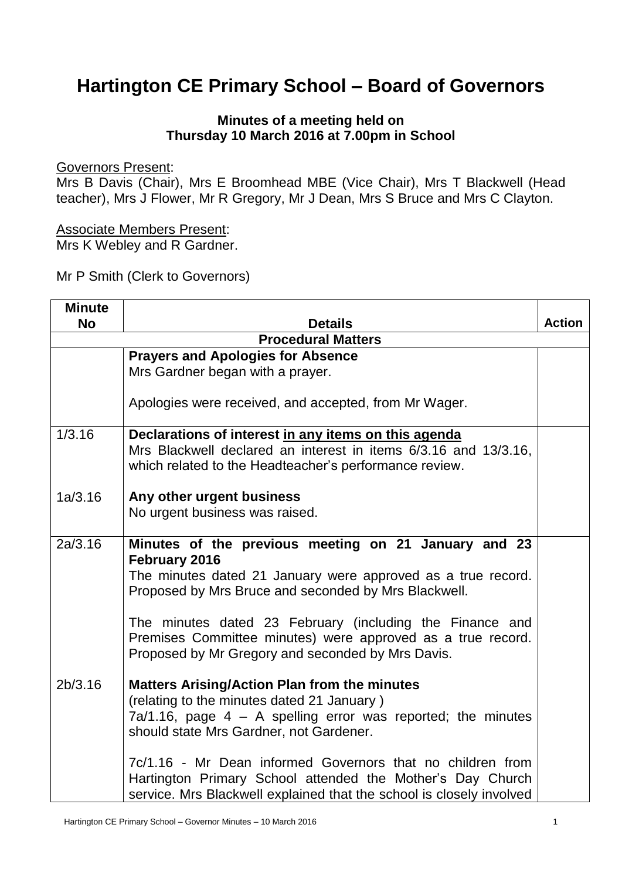# Hartington CE Primary School – Board of Governors

**Minutes of a meeting held on Thursday 10 March 2016 at 7.00pm in School**

Governors Present:
Mrs B Davis (Chair), Mrs E Broomhead MBE (Vice Chair), Mrs T Blackwell (Head teacher), Mrs J Flower, Mr R Gregory, Mr J Dean, Mrs S Bruce and Mrs C Clayton.

Associate Members Present:
Mrs K Webley and R Gardner.

Mr P Smith (Clerk to Governors)

| Minute No | Details | Action |
|---|---|---|
| **Procedural Matters** | | |
| | **Prayers and Apologies for Absence**<br>Mrs Gardner began with a prayer.<br><br>Apologies were received, and accepted, from Mr Wager. | |
| 1/3.16 | **Declarations of interest in any items on this agenda**<br>Mrs Blackwell declared an interest in items 6/3.16 and 13/3.16, which related to the Headteacher's performance review. | |
| 1a/3.16 | **Any other urgent business**<br>No urgent business was raised. | |
| 2a/3.16 | **Minutes of the previous meeting on 21 January and 23 February 2016**<br>The minutes dated 21 January were approved as a true record. Proposed by Mrs Bruce and seconded by Mrs Blackwell.<br><br>The minutes dated 23 February (including the Finance and Premises Committee minutes) were approved as a true record. Proposed by Mr Gregory and seconded by Mrs Davis. | |
| 2b/3.16 | **Matters Arising/Action Plan from the minutes**<br>(relating to the minutes dated 21 January )<br>7a/1.16, page 4 – A spelling error was reported; the minutes should state Mrs Gardner, not Gardener.<br><br>7c/1.16 - Mr Dean informed Governors that no children from Hartington Primary School attended the Mother's Day Church service. Mrs Blackwell explained that the school is closely involved | |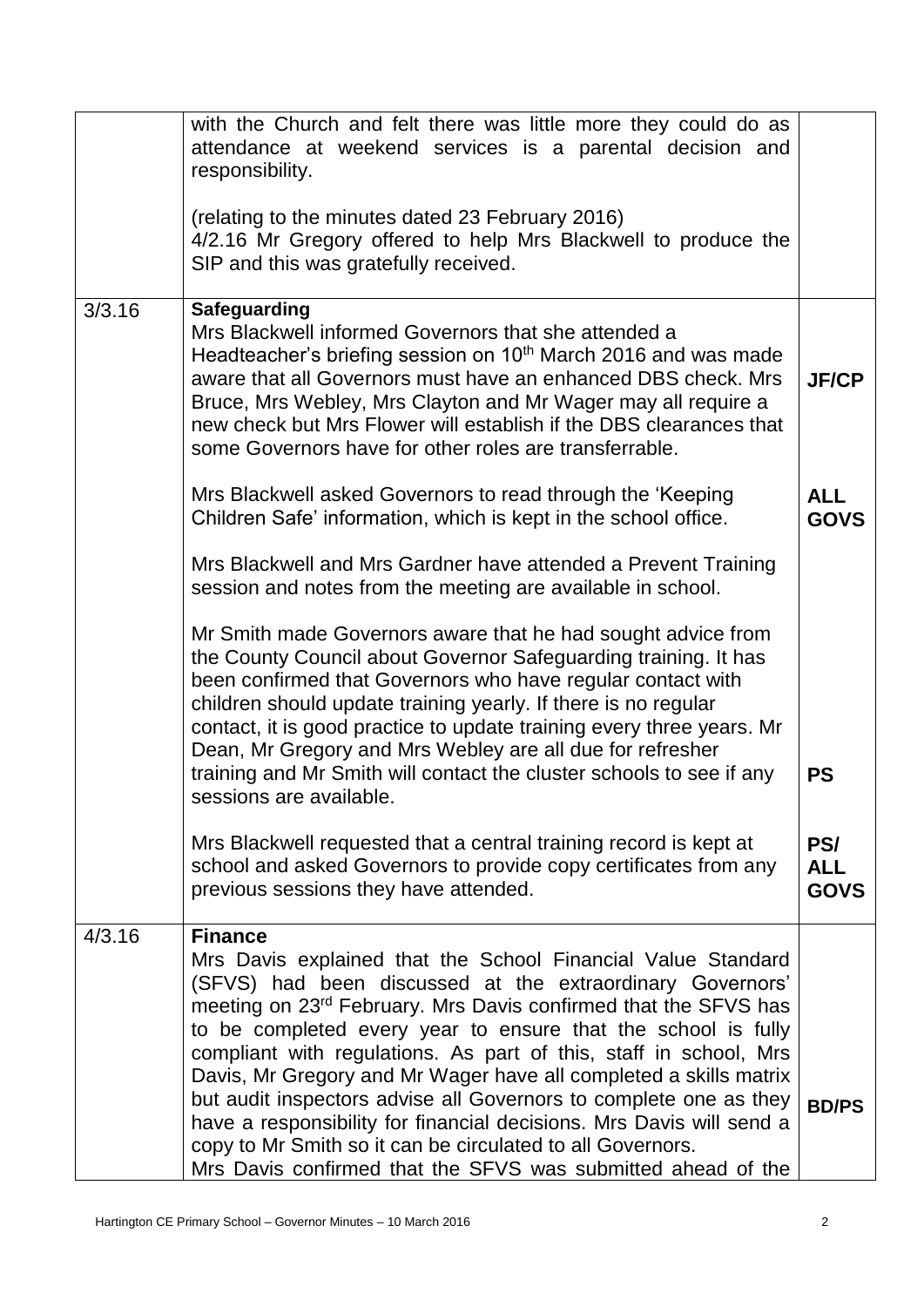| | | |
|---|---|---|
| | with the Church and felt there was little more they could do as attendance at weekend services is a parental decision and responsibility.<br><br>(relating to the minutes dated 23 February 2016)<br>4/2.16 Mr Gregory offered to help Mrs Blackwell to produce the SIP and this was gratefully received. | |
| 3/3.16 | **Safeguarding**<br>Mrs Blackwell informed Governors that she attended a Headteacher's briefing session on 10th March 2016 and was made aware that all Governors must have an enhanced DBS check. Mrs Bruce, Mrs Webley, Mrs Clayton and Mr Wager may all require a new check but Mrs Flower will establish if the DBS clearances that some Governors have for other roles are transferrable.<br><br>Mrs Blackwell asked Governors to read through the 'Keeping Children Safe' information, which is kept in the school office.<br><br>Mrs Blackwell and Mrs Gardner have attended a Prevent Training session and notes from the meeting are available in school.<br><br>Mr Smith made Governors aware that he had sought advice from the County Council about Governor Safeguarding training. It has been confirmed that Governors who have regular contact with children should update training yearly. If there is no regular contact, it is good practice to update training every three years. Mr Dean, Mr Gregory and Mrs Webley are all due for refresher training and Mr Smith will contact the cluster schools to see if any sessions are available.<br><br>Mrs Blackwell requested that a central training record is kept at school and asked Governors to provide copy certificates from any previous sessions they have attended. | **JF/CP**<br><br>**ALL GOVS**<br><br>**PS**<br><br>**PS/ ALL GOVS** |
| 4/3.16 | **Finance**<br>Mrs Davis explained that the School Financial Value Standard (SFVS) had been discussed at the extraordinary Governors' meeting on 23rd February. Mrs Davis confirmed that the SFVS has to be completed every year to ensure that the school is fully compliant with regulations. As part of this, staff in school, Mrs Davis, Mr Gregory and Mr Wager have all completed a skills matrix but audit inspectors advise all Governors to complete one as they have a responsibility for financial decisions. Mrs Davis will send a copy to Mr Smith so it can be circulated to all Governors.<br>Mrs Davis confirmed that the SFVS was submitted ahead of the | **BD/PS** |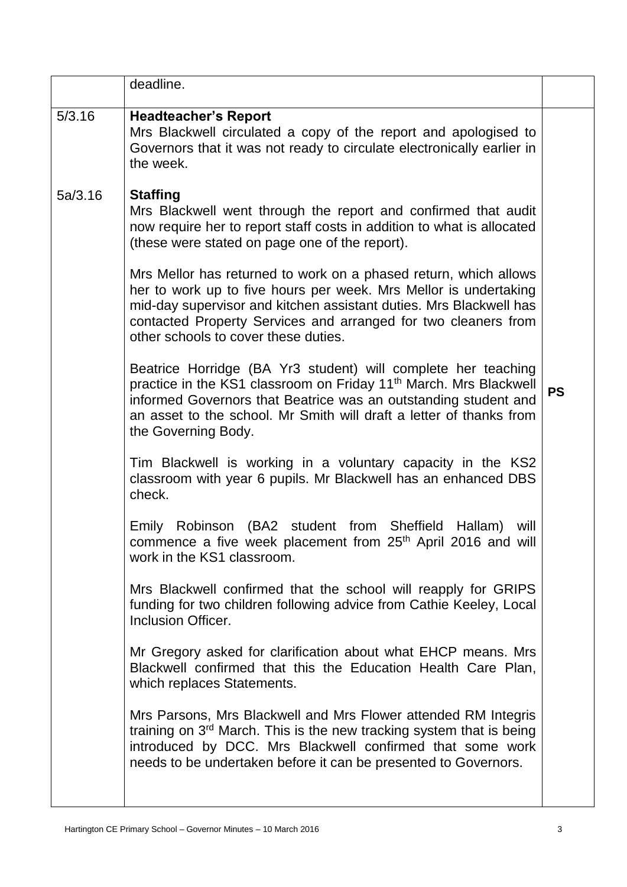| | | |
|---|---|---|
| | deadline. | |
| 5/3.16 | **Headteacher's Report**<br>Mrs Blackwell circulated a copy of the report and apologised to Governors that it was not ready to circulate electronically earlier in the week. | |
| 5a/3.16 | **Staffing**<br>Mrs Blackwell went through the report and confirmed that audit now require her to report staff costs in addition to what is allocated (these were stated on page one of the report).<br><br>Mrs Mellor has returned to work on a phased return, which allows her to work up to five hours per week. Mrs Mellor is undertaking mid-day supervisor and kitchen assistant duties. Mrs Blackwell has contacted Property Services and arranged for two cleaners from other schools to cover these duties.<br><br>Beatrice Horridge (BA Yr3 student) will complete her teaching practice in the KS1 classroom on Friday 11th March. Mrs Blackwell informed Governors that Beatrice was an outstanding student and an asset to the school. Mr Smith will draft a letter of thanks from the Governing Body.<br><br>Tim Blackwell is working in a voluntary capacity in the KS2 classroom with year 6 pupils. Mr Blackwell has an enhanced DBS check.<br><br>Emily Robinson (BA2 student from Sheffield Hallam) will commence a five week placement from 25th April 2016 and will work in the KS1 classroom.<br><br>Mrs Blackwell confirmed that the school will reapply for GRIPS funding for two children following advice from Cathie Keeley, Local Inclusion Officer.<br><br>Mr Gregory asked for clarification about what EHCP means. Mrs Blackwell confirmed that this the Education Health Care Plan, which replaces Statements.<br><br>Mrs Parsons, Mrs Blackwell and Mrs Flower attended RM Integris training on 3rd March. This is the new tracking system that is being introduced by DCC. Mrs Blackwell confirmed that some work needs to be undertaken before it can be presented to Governors. | **PS** |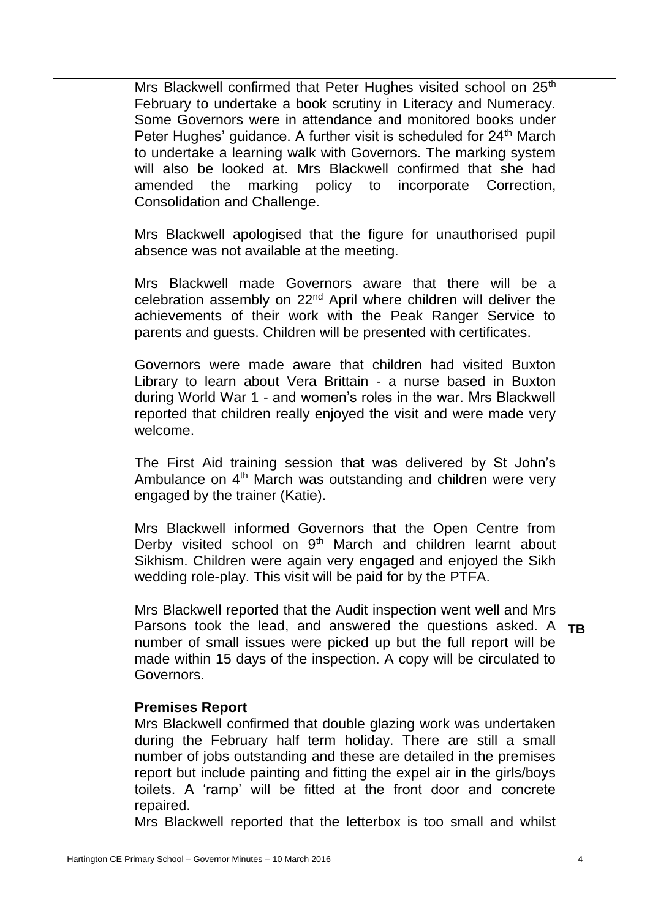| | | |
|---|---|---|
| | Mrs Blackwell confirmed that Peter Hughes visited school on 25th February to undertake a book scrutiny in Literacy and Numeracy. Some Governors were in attendance and monitored books under Peter Hughes' guidance. A further visit is scheduled for 24th March to undertake a learning walk with Governors. The marking system will also be looked at. Mrs Blackwell confirmed that she had amended the marking policy to incorporate Correction, Consolidation and Challenge.<br><br>Mrs Blackwell apologised that the figure for unauthorised pupil absence was not available at the meeting.<br><br>Mrs Blackwell made Governors aware that there will be a celebration assembly on 22nd April where children will deliver the achievements of their work with the Peak Ranger Service to parents and guests. Children will be presented with certificates.<br><br>Governors were made aware that children had visited Buxton Library to learn about Vera Brittain - a nurse based in Buxton during World War 1 - and women's roles in the war. Mrs Blackwell reported that children really enjoyed the visit and were made very welcome.<br><br>The First Aid training session that was delivered by St John's Ambulance on 4th March was outstanding and children were very engaged by the trainer (Katie).<br><br>Mrs Blackwell informed Governors that the Open Centre from Derby visited school on 9th March and children learnt about Sikhism. Children were again very engaged and enjoyed the Sikh wedding role-play. This visit will be paid for by the PTFA.<br><br>Mrs Blackwell reported that the Audit inspection went well and Mrs Parsons took the lead, and answered the questions asked. A number of small issues were picked up but the full report will be made within 15 days of the inspection. A copy will be circulated to Governors.<br><br>**Premises Report**<br>Mrs Blackwell confirmed that double glazing work was undertaken during the February half term holiday. There are still a small number of jobs outstanding and these are detailed in the premises report but include painting and fitting the expel air in the girls/boys toilets. A 'ramp' will be fitted at the front door and concrete repaired.<br>Mrs Blackwell reported that the letterbox is too small and whilst | **TB** |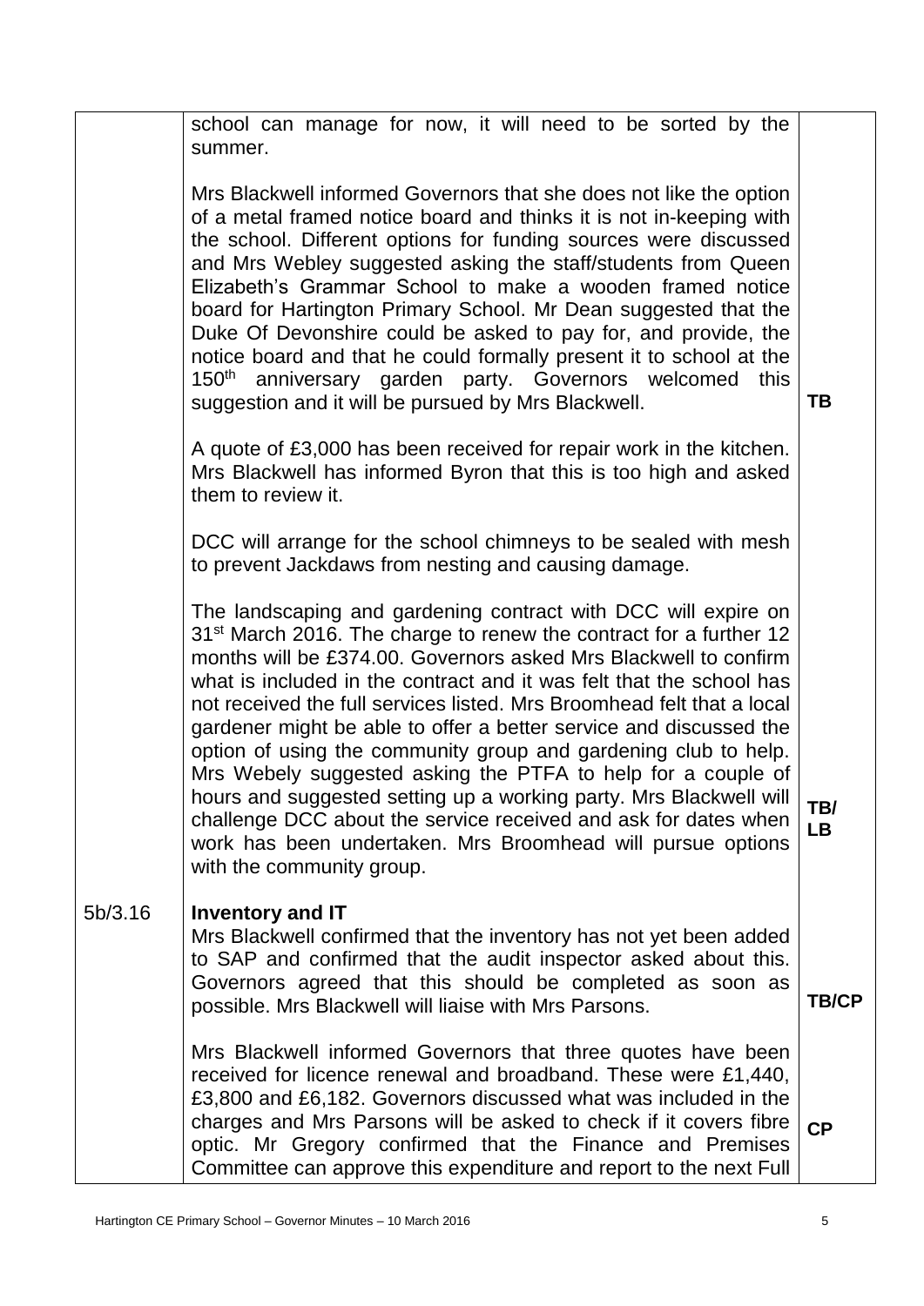| | | |
|---|---|---|
| | school can manage for now, it will need to be sorted by the summer. | |
| | Mrs Blackwell informed Governors that she does not like the option of a metal framed notice board and thinks it is not in-keeping with the school. Different options for funding sources were discussed and Mrs Webley suggested asking the staff/students from Queen Elizabeth's Grammar School to make a wooden framed notice board for Hartington Primary School. Mr Dean suggested that the Duke Of Devonshire could be asked to pay for, and provide, the notice board and that he could formally present it to school at the 150th anniversary garden party. Governors welcomed this suggestion and it will be pursued by Mrs Blackwell. | **TB** |
| | A quote of £3,000 has been received for repair work in the kitchen. Mrs Blackwell has informed Byron that this is too high and asked them to review it. | |
| | DCC will arrange for the school chimneys to be sealed with mesh to prevent Jackdaws from nesting and causing damage. | |
| | The landscaping and gardening contract with DCC will expire on 31st March 2016. The charge to renew the contract for a further 12 months will be £374.00. Governors asked Mrs Blackwell to confirm what is included in the contract and it was felt that the school has not received the full services listed. Mrs Broomhead felt that a local gardener might be able to offer a better service and discussed the option of using the community group and gardening club to help. Mrs Webely suggested asking the PTFA to help for a couple of hours and suggested setting up a working party. Mrs Blackwell will challenge DCC about the service received and ask for dates when work has been undertaken. Mrs Broomhead will pursue options with the community group. | **TB/ LB** |
| 5b/3.16 | **Inventory and IT**<br>Mrs Blackwell confirmed that the inventory has not yet been added to SAP and confirmed that the audit inspector asked about this. Governors agreed that this should be completed as soon as possible. Mrs Blackwell will liaise with Mrs Parsons. | **TB/CP** |
| | Mrs Blackwell informed Governors that three quotes have been received for licence renewal and broadband. These were £1,440, £3,800 and £6,182. Governors discussed what was included in the charges and Mrs Parsons will be asked to check if it covers fibre optic. Mr Gregory confirmed that the Finance and Premises Committee can approve this expenditure and report to the next Full | **CP** |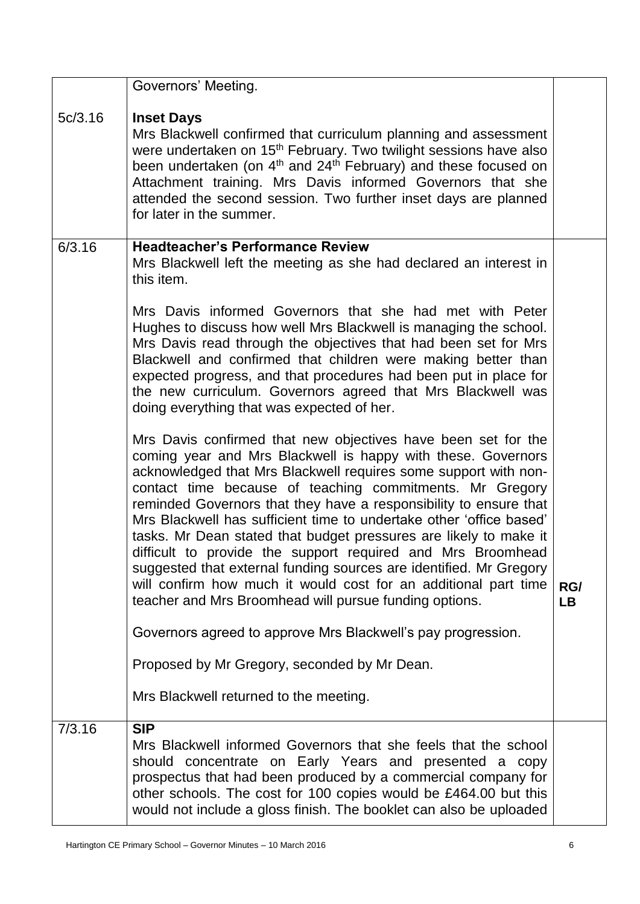| | | |
|---|---|---|
| | Governors' Meeting. | |
| 5c/3.16 | **Inset Days**<br>Mrs Blackwell confirmed that curriculum planning and assessment were undertaken on 15th February. Two twilight sessions have also been undertaken (on 4th and 24th February) and these focused on Attachment training. Mrs Davis informed Governors that she attended the second session. Two further inset days are planned for later in the summer. | |
| 6/3.16 | **Headteacher's Performance Review**<br>Mrs Blackwell left the meeting as she had declared an interest in this item.<br><br>Mrs Davis informed Governors that she had met with Peter Hughes to discuss how well Mrs Blackwell is managing the school. Mrs Davis read through the objectives that had been set for Mrs Blackwell and confirmed that children were making better than expected progress, and that procedures had been put in place for the new curriculum. Governors agreed that Mrs Blackwell was doing everything that was expected of her.<br><br>Mrs Davis confirmed that new objectives have been set for the coming year and Mrs Blackwell is happy with these. Governors acknowledged that Mrs Blackwell requires some support with non-contact time because of teaching commitments. Mr Gregory reminded Governors that they have a responsibility to ensure that Mrs Blackwell has sufficient time to undertake other 'office based' tasks. Mr Dean stated that budget pressures are likely to make it difficult to provide the support required and Mrs Broomhead suggested that external funding sources are identified. Mr Gregory will confirm how much it would cost for an additional part time teacher and Mrs Broomhead will pursue funding options.<br><br>Governors agreed to approve Mrs Blackwell's pay progression.<br><br>Proposed by Mr Gregory, seconded by Mr Dean.<br><br>Mrs Blackwell returned to the meeting. | **RG/ LB** |
| 7/3.16 | **SIP**<br>Mrs Blackwell informed Governors that she feels that the school should concentrate on Early Years and presented a copy prospectus that had been produced by a commercial company for other schools. The cost for 100 copies would be £464.00 but this would not include a gloss finish. The booklet can also be uploaded | |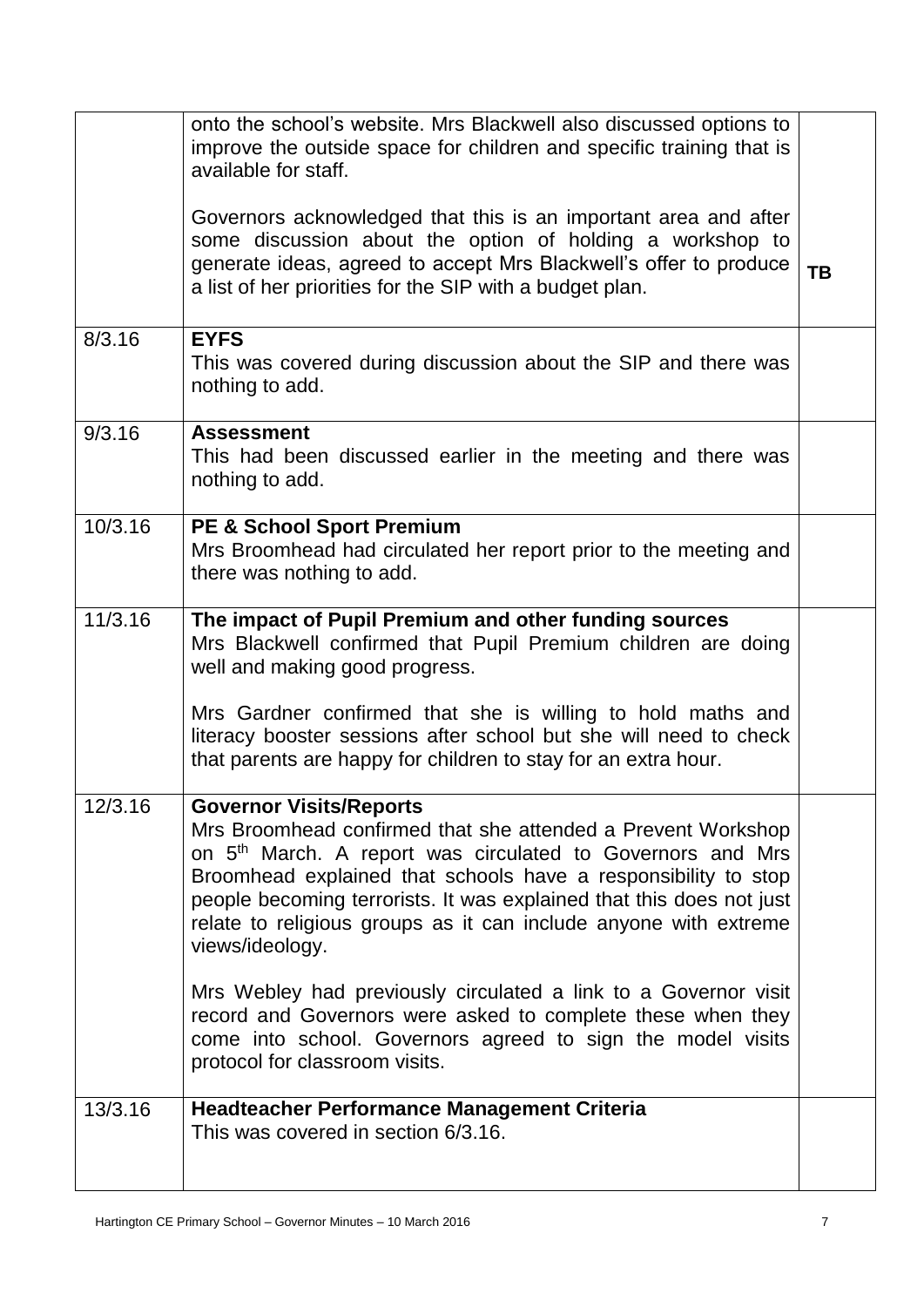| | | |
|---|---|---|
| | onto the school's website. Mrs Blackwell also discussed options to improve the outside space for children and specific training that is available for staff.<br><br>Governors acknowledged that this is an important area and after some discussion about the option of holding a workshop to generate ideas, agreed to accept Mrs Blackwell's offer to produce a list of her priorities for the SIP with a budget plan. | **TB** |
| 8/3.16 | **EYFS**<br>This was covered during discussion about the SIP and there was nothing to add. | |
| 9/3.16 | **Assessment**<br>This had been discussed earlier in the meeting and there was nothing to add. | |
| 10/3.16 | **PE & School Sport Premium**<br>Mrs Broomhead had circulated her report prior to the meeting and there was nothing to add. | |
| 11/3.16 | **The impact of Pupil Premium and other funding sources**<br>Mrs Blackwell confirmed that Pupil Premium children are doing well and making good progress.<br><br>Mrs Gardner confirmed that she is willing to hold maths and literacy booster sessions after school but she will need to check that parents are happy for children to stay for an extra hour. | |
| 12/3.16 | **Governor Visits/Reports**<br>Mrs Broomhead confirmed that she attended a Prevent Workshop on 5th March. A report was circulated to Governors and Mrs Broomhead explained that schools have a responsibility to stop people becoming terrorists. It was explained that this does not just relate to religious groups as it can include anyone with extreme views/ideology.<br><br>Mrs Webley had previously circulated a link to a Governor visit record and Governors were asked to complete these when they come into school. Governors agreed to sign the model visits protocol for classroom visits. | |
| 13/3.16 | **Headteacher Performance Management Criteria**<br>This was covered in section 6/3.16. | |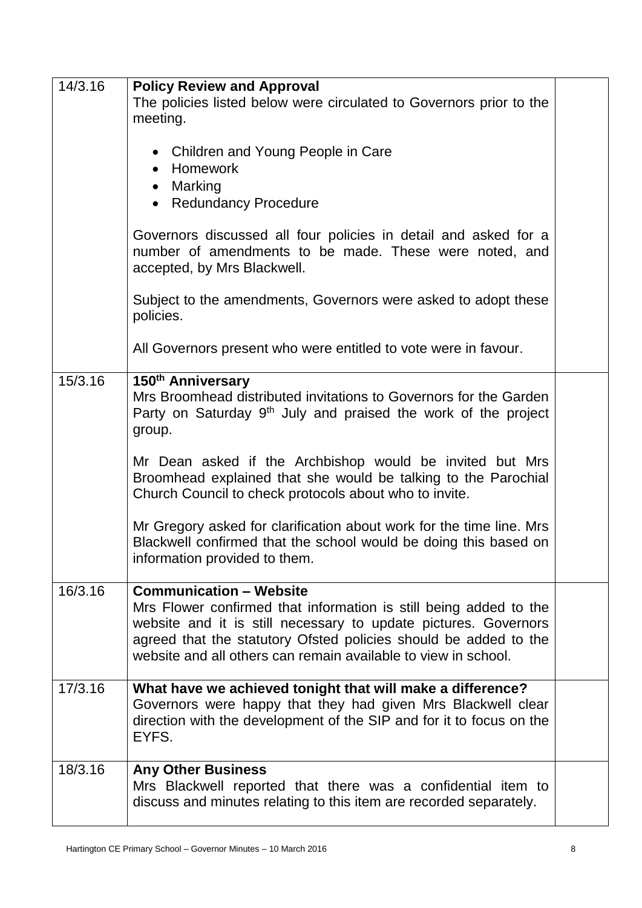| | | |
|---|---|---|
| 14/3.16 | **Policy Review and Approval**<br>The policies listed below were circulated to Governors prior to the meeting.<br><br>• Children and Young People in Care<br>• Homework<br>• Marking<br>• Redundancy Procedure<br><br>Governors discussed all four policies in detail and asked for a number of amendments to be made. These were noted, and accepted, by Mrs Blackwell.<br><br>Subject to the amendments, Governors were asked to adopt these policies.<br><br>All Governors present who were entitled to vote were in favour. | |
| 15/3.16 | **150th Anniversary**<br>Mrs Broomhead distributed invitations to Governors for the Garden Party on Saturday 9th July and praised the work of the project group.<br><br>Mr Dean asked if the Archbishop would be invited but Mrs Broomhead explained that she would be talking to the Parochial Church Council to check protocols about who to invite.<br><br>Mr Gregory asked for clarification about work for the time line. Mrs Blackwell confirmed that the school would be doing this based on information provided to them. | |
| 16/3.16 | **Communication – Website**<br>Mrs Flower confirmed that information is still being added to the website and it is still necessary to update pictures. Governors agreed that the statutory Ofsted policies should be added to the website and all others can remain available to view in school. | |
| 17/3.16 | **What have we achieved tonight that will make a difference?**<br>Governors were happy that they had given Mrs Blackwell clear direction with the development of the SIP and for it to focus on the EYFS. | |
| 18/3.16 | **Any Other Business**<br>Mrs Blackwell reported that there was a confidential item to discuss and minutes relating to this item are recorded separately. | |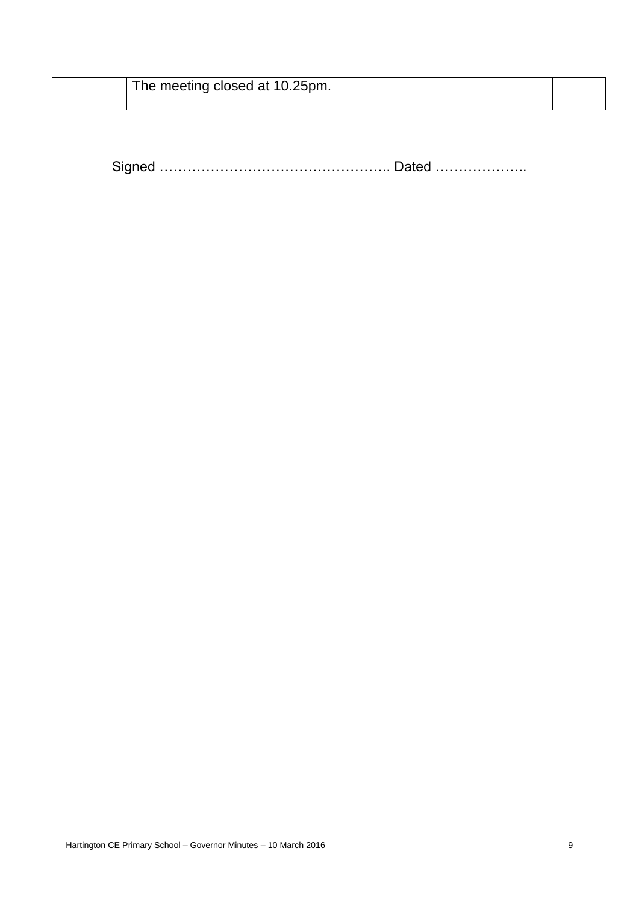| | | |
|---|---|---|
| | The meeting closed at 10.25pm. | |

Signed ………………………………………….. Dated ………………..